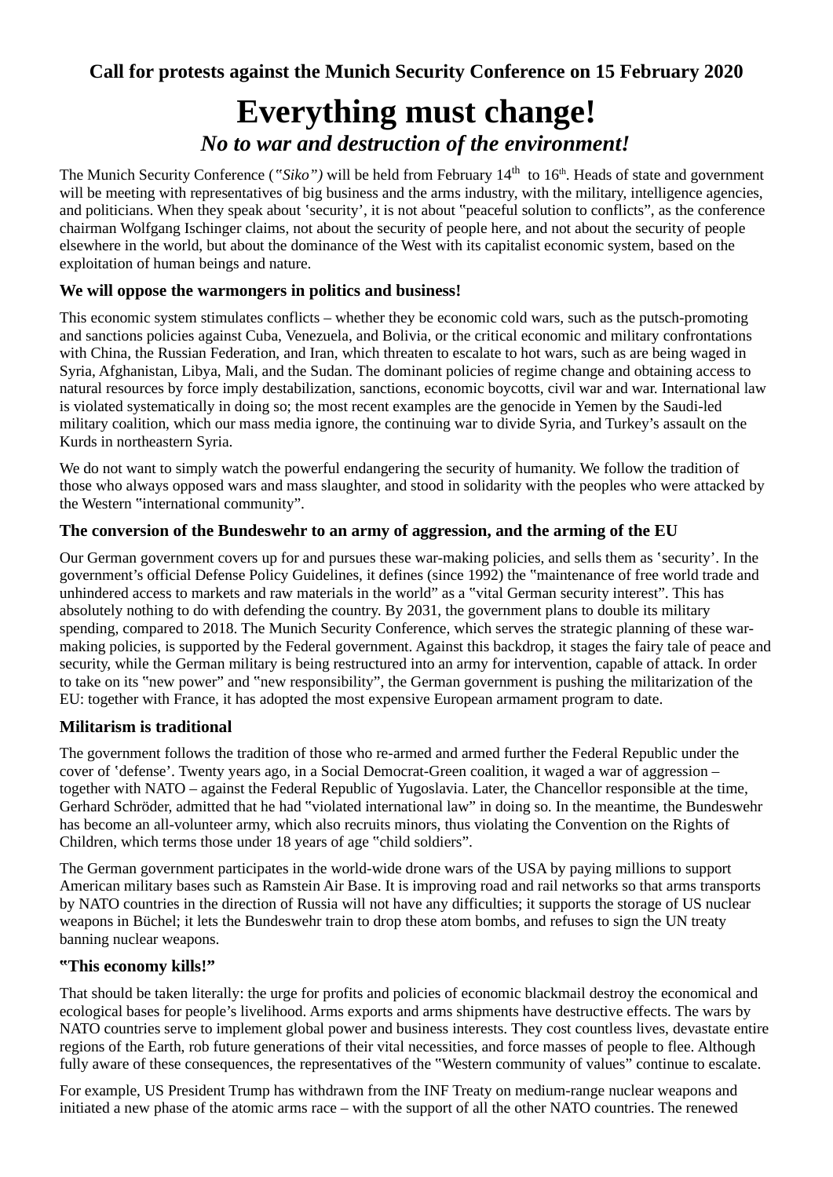**Call for protests against the Munich Security Conference on 15 February 2020**

# Everything must change!

## *No to war and destruction of the environment!*

The Munich Security Conference (*"Siko")* will be held from February 14th to 16th. Heads of state and government will be meeting with representatives of big business and the arms industry, with the military, intelligence agencies, and politicians. When they speak about 'security', it is not about "peaceful solution to conflicts", as the conference chairman Wolfgang Ischinger claims, not about the security of people here, and not about the security of people elsewhere in the world, but about the dominance of the West with its capitalist economic system, based on the exploitation of human beings and nature.

### We will oppose the warmongers in politics and business!

This economic system stimulates conflicts – whether they be economic cold wars, such as the putsch-promoting and sanctions policies against Cuba, Venezuela, and Bolivia, or the critical economic and military confrontations with China, the Russian Federation, and Iran, which threaten to escalate to hot wars, such as are being waged in Syria, Afghanistan, Libya, Mali, and the Sudan. The dominant policies of regime change and obtaining access to natural resources by force imply destabilization, sanctions, economic boycotts, civil war and war. International law is violated systematically in doing so; the most recent examples are the genocide in Yemen by the Saudi-led military coalition, which our mass media ignore, the continuing war to divide Syria, and Turkey's assault on the Kurds in northeastern Syria.

We do not want to simply watch the powerful endangering the security of humanity. We follow the tradition of those who always opposed wars and mass slaughter, and stood in solidarity with the peoples who were attacked by the Western "international community".

### The conversion of the Bundeswehr to an army of aggression, and the arming of the EU

Our German government covers up for and pursues these war-making policies, and sells them as 'security'. In the government's official Defense Policy Guidelines, it defines (since 1992) the "maintenance of free world trade and unhindered access to markets and raw materials in the world" as a "vital German security interest". This has absolutely nothing to do with defending the country. By 2031, the government plans to double its military spending, compared to 2018. The Munich Security Conference, which serves the strategic planning of these war-making policies, is supported by the Federal government. Against this backdrop, it stages the fairy tale of peace and security, while the German military is being restructured into an army for intervention, capable of attack. In order to take on its "new power" and "new responsibility", the German government is pushing the militarization of the EU: together with France, it has adopted the most expensive European armament program to date.

### Militarism is traditional

The government follows the tradition of those who re-armed and armed further the Federal Republic under the cover of 'defense'. Twenty years ago, in a Social Democrat-Green coalition, it waged a war of aggression – together with NATO – against the Federal Republic of Yugoslavia. Later, the Chancellor responsible at the time, Gerhard Schröder, admitted that he had "violated international law" in doing so. In the meantime, the Bundeswehr has become an all-volunteer army, which also recruits minors, thus violating the Convention on the Rights of Children, which terms those under 18 years of age "child soldiers".

The German government participates in the world-wide drone wars of the USA by paying millions to support American military bases such as Ramstein Air Base. It is improving road and rail networks so that arms transports by NATO countries in the direction of Russia will not have any difficulties; it supports the storage of US nuclear weapons in Büchel; it lets the Bundeswehr train to drop these atom bombs, and refuses to sign the UN treaty banning nuclear weapons.

### "This economy kills!"

That should be taken literally: the urge for profits and policies of economic blackmail destroy the economical and ecological bases for people's livelihood. Arms exports and arms shipments have destructive effects. The wars by NATO countries serve to implement global power and business interests. They cost countless lives, devastate entire regions of the Earth, rob future generations of their vital necessities, and force masses of people to flee. Although fully aware of these consequences, the representatives of the "Western community of values" continue to escalate.

For example, US President Trump has withdrawn from the INF Treaty on medium-range nuclear weapons and initiated a new phase of the atomic arms race – with the support of all the other NATO countries. The renewed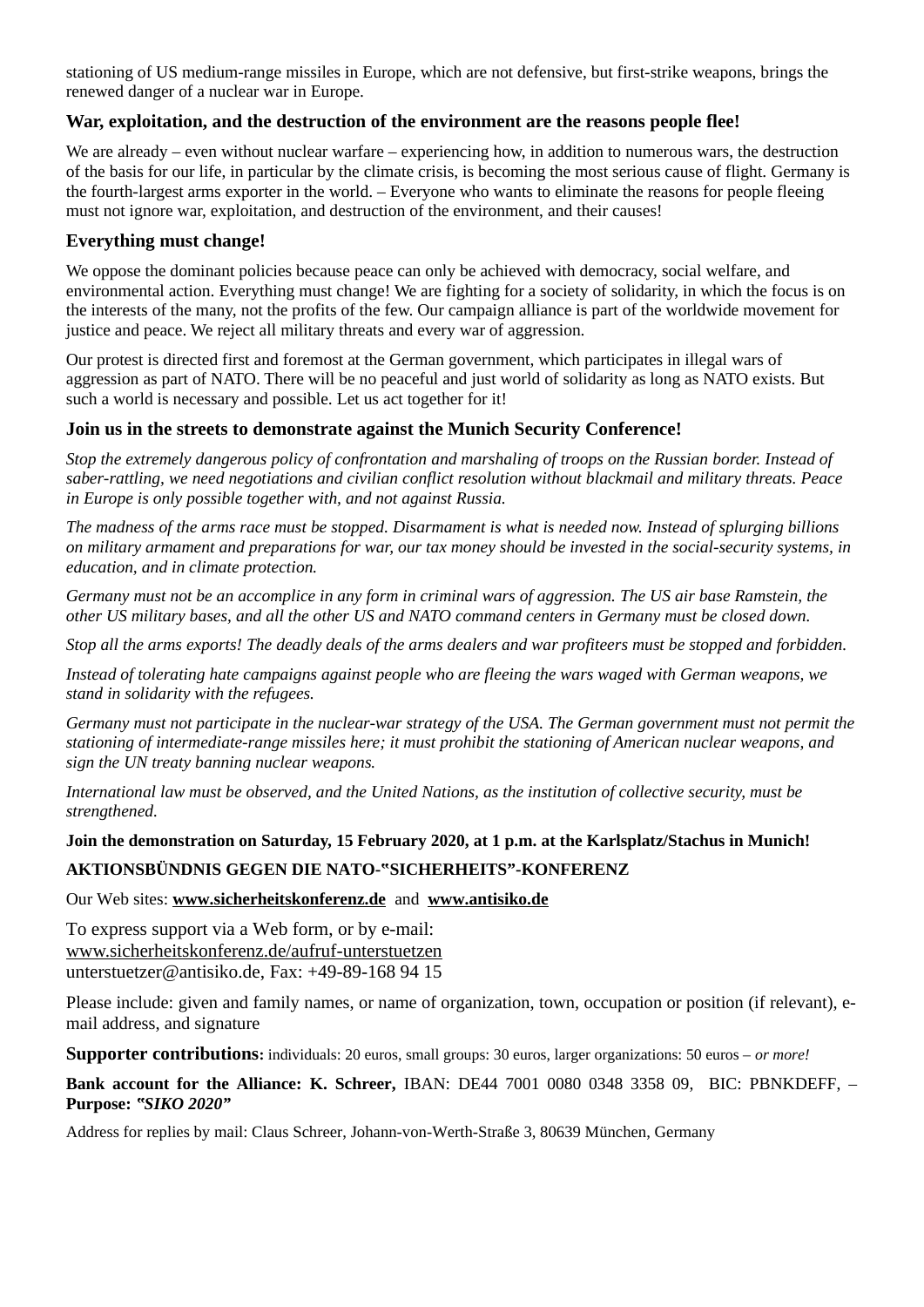stationing of US medium-range missiles in Europe, which are not defensive, but first-strike weapons, brings the renewed danger of a nuclear war in Europe.

### War, exploitation, and the destruction of the environment are the reasons people flee!

We are already – even without nuclear warfare – experiencing how, in addition to numerous wars, the destruction of the basis for our life, in particular by the climate crisis, is becoming the most serious cause of flight. Germany is the fourth-largest arms exporter in the world. – Everyone who wants to eliminate the reasons for people fleeing must not ignore war, exploitation, and destruction of the environment, and their causes!

### Everything must change!

We oppose the dominant policies because peace can only be achieved with democracy, social welfare, and environmental action. Everything must change! We are fighting for a society of solidarity, in which the focus is on the interests of the many, not the profits of the few. Our campaign alliance is part of the worldwide movement for justice and peace. We reject all military threats and every war of aggression.

Our protest is directed first and foremost at the German government, which participates in illegal wars of aggression as part of NATO. There will be no peaceful and just world of solidarity as long as NATO exists. But such a world is necessary and possible. Let us act together for it!

### Join us in the streets to demonstrate against the Munich Security Conference!

*Stop the extremely dangerous policy of confrontation and marshaling of troops on the Russian border. Instead of saber-rattling, we need negotiations and civilian conflict resolution without blackmail and military threats. Peace in Europe is only possible together with, and not against Russia.*

*The madness of the arms race must be stopped. Disarmament is what is needed now. Instead of splurging billions on military armament and preparations for war, our tax money should be invested in the social-security systems, in education, and in climate protection.*

*Germany must not be an accomplice in any form in criminal wars of aggression. The US air base Ramstein, the other US military bases, and all the other US and NATO command centers in Germany must be closed down.*

*Stop all the arms exports! The deadly deals of the arms dealers and war profiteers must be stopped and forbidden.*

*Instead of tolerating hate campaigns against people who are fleeing the wars waged with German weapons, we stand in solidarity with the refugees.*

*Germany must not participate in the nuclear-war strategy of the USA. The German government must not permit the stationing of intermediate-range missiles here; it must prohibit the stationing of American nuclear weapons, and sign the UN treaty banning nuclear weapons.*

*International law must be observed, and the United Nations, as the institution of collective security, must be strengthened.*

**Join the demonstration on Saturday, 15 February 2020, at 1 p.m. at the Karlsplatz/Stachus in Munich!**

**AKTIONSBÜNDNIS GEGEN DIE NATO-"SICHERHEITS"-KONFERENZ**

Our Web sites: **www.sicherheitskonferenz.de** and **www.antisiko.de**

To express support via a Web form, or by e-mail:
www.sicherheitskonferenz.de/aufruf-unterstuetzen
unterstuetzer@antisiko.de, Fax: +49-89-168 94 15

Please include: given and family names, or name of organization, town, occupation or position (if relevant), e-mail address, and signature

**Supporter contributions:** individuals: 20 euros, small groups: 30 euros, larger organizations: 50 euros – *or more!*

**Bank account for the Alliance: K. Schreer,** IBAN: DE44 7001 0080 0348 3358 09, BIC: PBNKDEFF, – **Purpose: *"SIKO 2020"***

Address for replies by mail: Claus Schreer, Johann-von-Werth-Straße 3, 80639 München, Germany